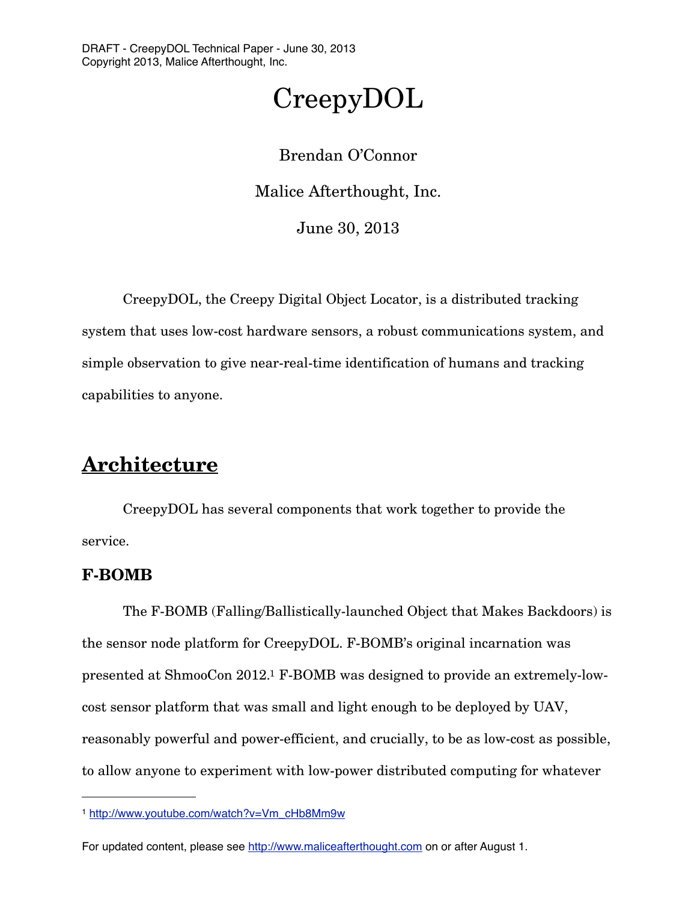# CreepyDOL

Brendan O'Connor

Malice Afterthought, Inc.

June 30, 2013

CreepyDOL, the Creepy Digital Object Locator, is a distributed tracking system that uses low-cost hardware sensors, a robust communications system, and simple observation to give near-real-time identification of humans and tracking capabilities to anyone.

## Architecture

CreepyDOL has several components that work together to provide the service.

### F-BOMB

The F-BOMB (Falling/Ballistically-launched Object that Makes Backdoors) is the sensor node platform for CreepyDOL. F-BOMB's original incarnation was presented at ShmooCon 2012.[1] F-BOMB was designed to provide an extremely-low-cost sensor platform that was small and light enough to be deployed by UAV, reasonably powerful and power-efficient, and crucially, to be as low-cost as possible, to allow anyone to experiment with low-power distributed computing for whatever

[1] http://www.youtube.com/watch?v=Vm_cHb8Mm9w

For updated content, please see http://www.maliceafterthought.com on or after August 1.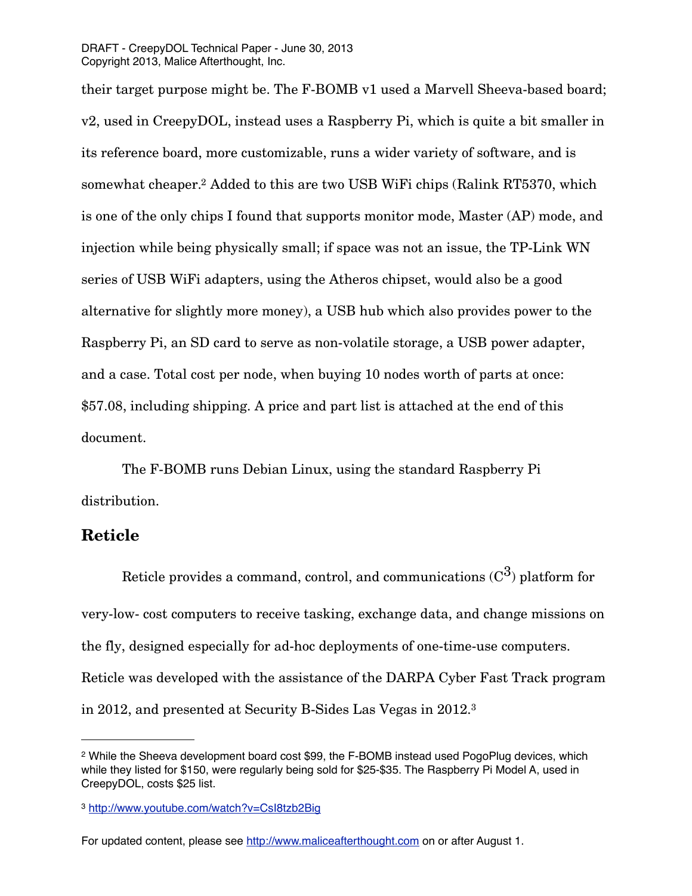their target purpose might be. The F-BOMB v1 used a Marvell Sheeva-based board; v2, used in CreepyDOL, instead uses a Raspberry Pi, which is quite a bit smaller in its reference board, more customizable, runs a wider variety of software, and is somewhat cheaper.[2] Added to this are two USB WiFi chips (Ralink RT5370, which is one of the only chips I found that supports monitor mode, Master (AP) mode, and injection while being physically small; if space was not an issue, the TP-Link WN series of USB WiFi adapters, using the Atheros chipset, would also be a good alternative for slightly more money), a USB hub which also provides power to the Raspberry Pi, an SD card to serve as non-volatile storage, a USB power adapter, and a case. Total cost per node, when buying 10 nodes worth of parts at once: $57.08, including shipping. A price and part list is attached at the end of this document.

The F-BOMB runs Debian Linux, using the standard Raspberry Pi distribution.

## Reticle

Reticle provides a command, control, and communications ($C^3$) platform for very-low- cost computers to receive tasking, exchange data, and change missions on the fly, designed especially for ad-hoc deployments of one-time-use computers. Reticle was developed with the assistance of the DARPA Cyber Fast Track program in 2012, and presented at Security B-Sides Las Vegas in 2012.[3]

---

[2] While the Sheeva development board cost $99, the F-BOMB instead used PogoPlug devices, which while they listed for $150, were regularly being sold for $25-$35. The Raspberry Pi Model A, used in CreepyDOL, costs $25 list.

[3] http://www.youtube.com/watch?v=CsI8tzb2Big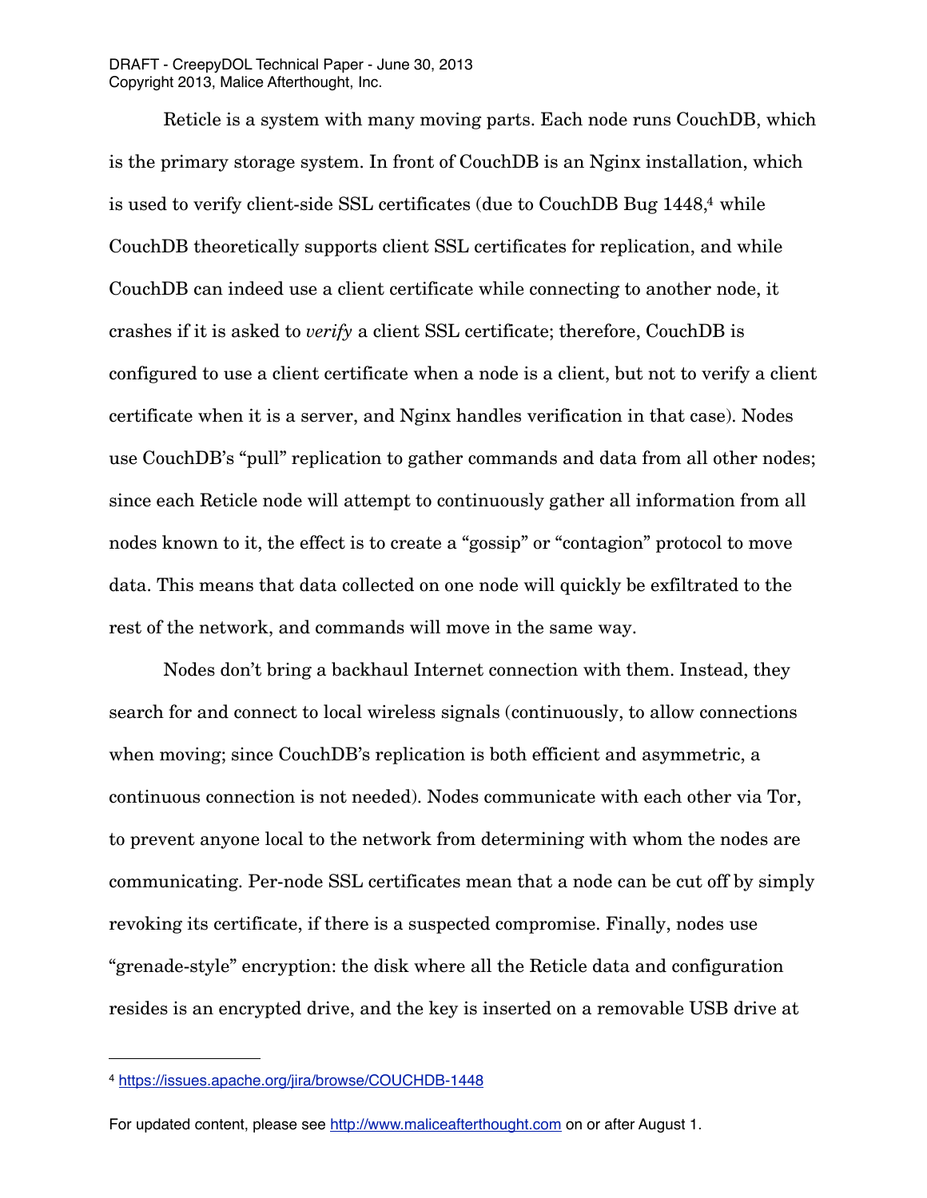Reticle is a system with many moving parts. Each node runs CouchDB, which is the primary storage system. In front of CouchDB is an Nginx installation, which is used to verify client-side SSL certificates (due to CouchDB Bug 1448,[4] while CouchDB theoretically supports client SSL certificates for replication, and while CouchDB can indeed use a client certificate while connecting to another node, it crashes if it is asked to *verify* a client SSL certificate; therefore, CouchDB is configured to use a client certificate when a node is a client, but not to verify a client certificate when it is a server, and Nginx handles verification in that case). Nodes use CouchDB's "pull" replication to gather commands and data from all other nodes; since each Reticle node will attempt to continuously gather all information from all nodes known to it, the effect is to create a "gossip" or "contagion" protocol to move data. This means that data collected on one node will quickly be exfiltrated to the rest of the network, and commands will move in the same way.

Nodes don't bring a backhaul Internet connection with them. Instead, they search for and connect to local wireless signals (continuously, to allow connections when moving; since CouchDB's replication is both efficient and asymmetric, a continuous connection is not needed). Nodes communicate with each other via Tor, to prevent anyone local to the network from determining with whom the nodes are communicating. Per-node SSL certificates mean that a node can be cut off by simply revoking its certificate, if there is a suspected compromise. Finally, nodes use "grenade-style" encryption: the disk where all the Reticle data and configuration resides is an encrypted drive, and the key is inserted on a removable USB drive at

---

[4] https://issues.apache.org/jira/browse/COUCHDB-1448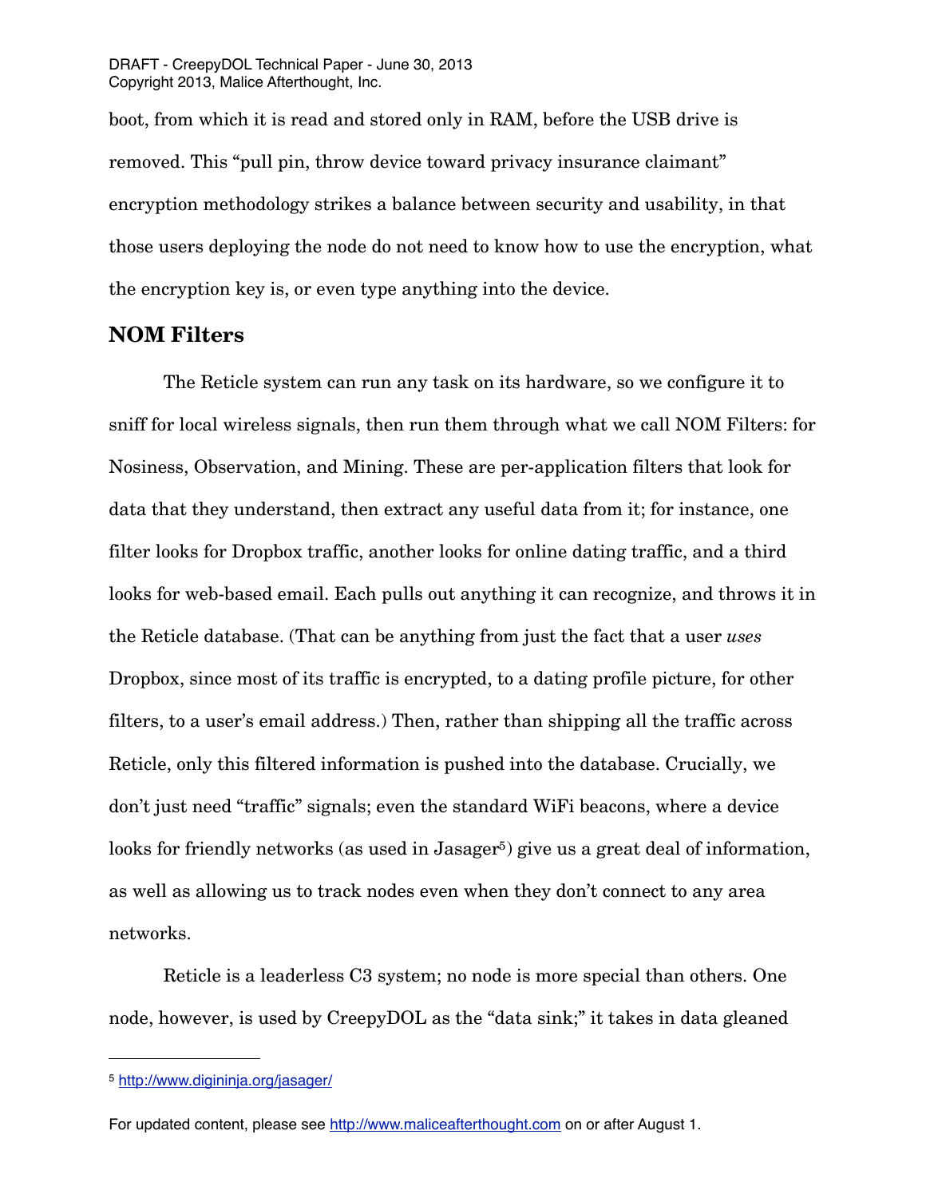boot, from which it is read and stored only in RAM, before the USB drive is removed. This "pull pin, throw device toward privacy insurance claimant" encryption methodology strikes a balance between security and usability, in that those users deploying the node do not need to know how to use the encryption, what the encryption key is, or even type anything into the device.

## NOM Filters

The Reticle system can run any task on its hardware, so we configure it to sniff for local wireless signals, then run them through what we call NOM Filters: for Nosiness, Observation, and Mining. These are per-application filters that look for data that they understand, then extract any useful data from it; for instance, one filter looks for Dropbox traffic, another looks for online dating traffic, and a third looks for web-based email. Each pulls out anything it can recognize, and throws it in the Reticle database. (That can be anything from just the fact that a user *uses* Dropbox, since most of its traffic is encrypted, to a dating profile picture, for other filters, to a user's email address.) Then, rather than shipping all the traffic across Reticle, only this filtered information is pushed into the database. Crucially, we don't just need "traffic" signals; even the standard WiFi beacons, where a device looks for friendly networks (as used in Jasager[5]) give us a great deal of information, as well as allowing us to track nodes even when they don't connect to any area networks.

Reticle is a leaderless C3 system; no node is more special than others. One node, however, is used by CreepyDOL as the "data sink;" it takes in data gleaned

---

[5] http://www.digininja.org/jasager/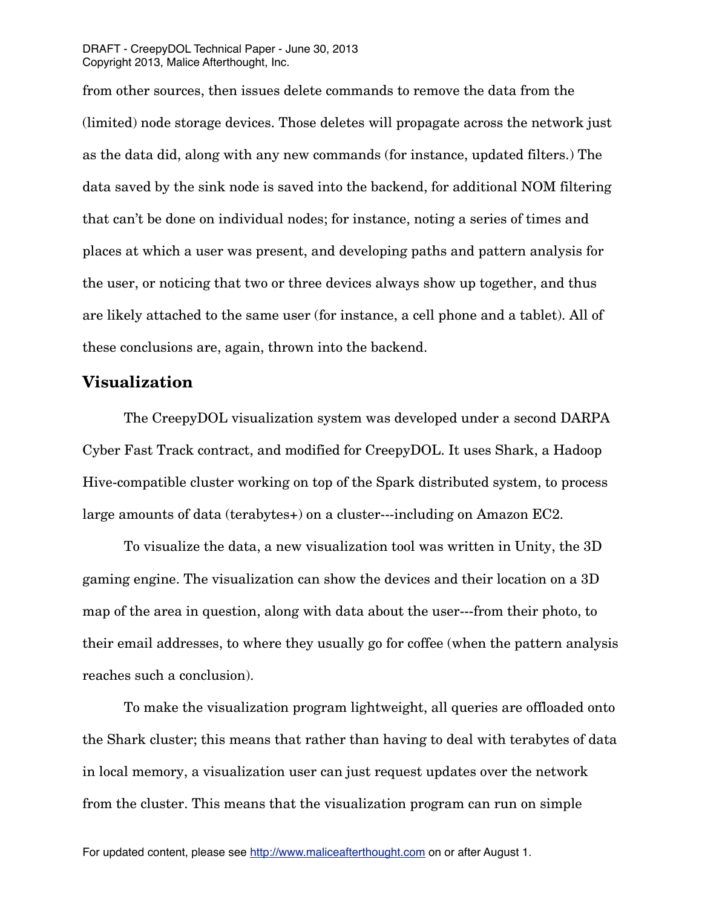from other sources, then issues delete commands to remove the data from the (limited) node storage devices. Those deletes will propagate across the network just as the data did, along with any new commands (for instance, updated filters.) The data saved by the sink node is saved into the backend, for additional NOM filtering that can't be done on individual nodes; for instance, noting a series of times and places at which a user was present, and developing paths and pattern analysis for the user, or noticing that two or three devices always show up together, and thus are likely attached to the same user (for instance, a cell phone and a tablet). All of these conclusions are, again, thrown into the backend.

## Visualization

The CreepyDOL visualization system was developed under a second DARPA Cyber Fast Track contract, and modified for CreepyDOL. It uses Shark, a Hadoop Hive-compatible cluster working on top of the Spark distributed system, to process large amounts of data (terabytes+) on a cluster---including on Amazon EC2.

To visualize the data, a new visualization tool was written in Unity, the 3D gaming engine. The visualization can show the devices and their location on a 3D map of the area in question, along with data about the user---from their photo, to their email addresses, to where they usually go for coffee (when the pattern analysis reaches such a conclusion).

To make the visualization program lightweight, all queries are offloaded onto the Shark cluster; this means that rather than having to deal with terabytes of data in local memory, a visualization user can just request updates over the network from the cluster. This means that the visualization program can run on simple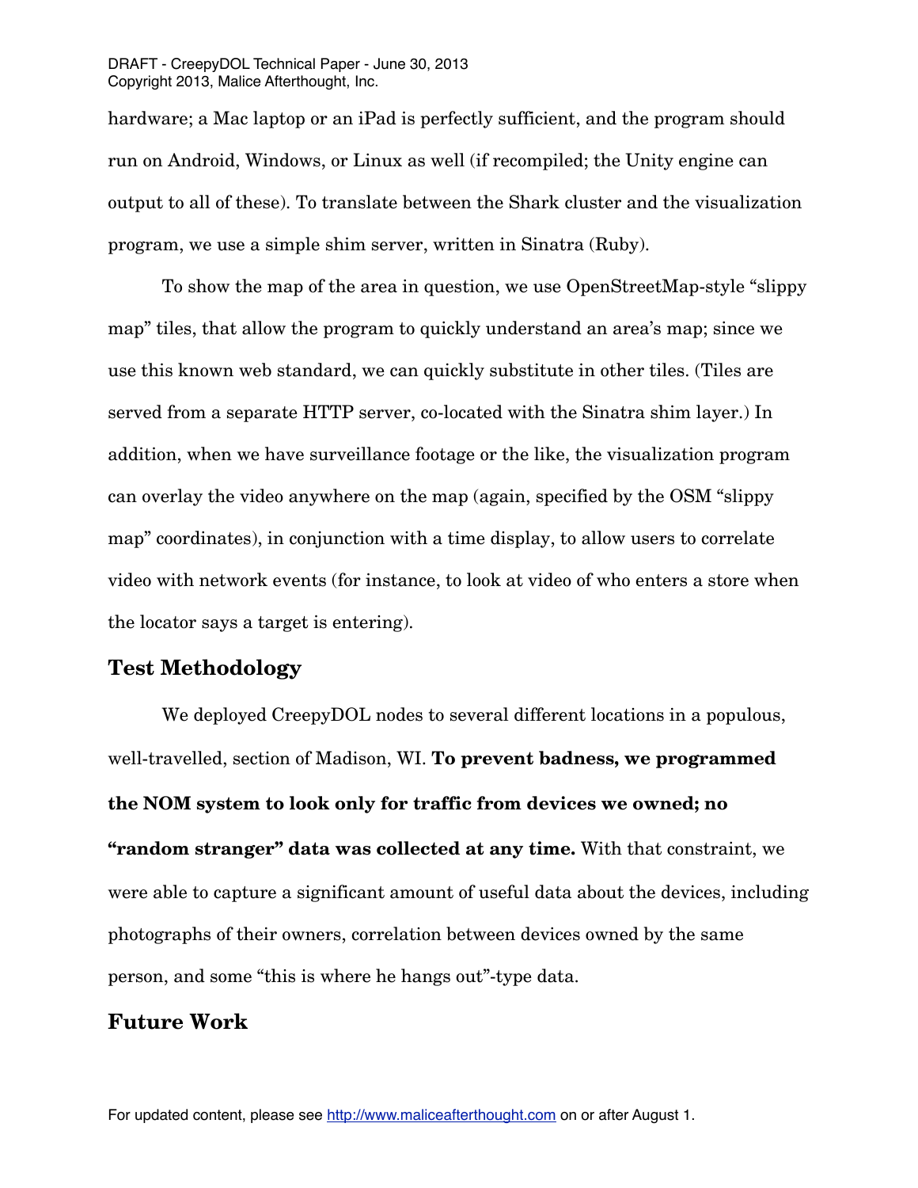hardware; a Mac laptop or an iPad is perfectly sufficient, and the program should run on Android, Windows, or Linux as well (if recompiled; the Unity engine can output to all of these). To translate between the Shark cluster and the visualization program, we use a simple shim server, written in Sinatra (Ruby).

To show the map of the area in question, we use OpenStreetMap-style "slippy map" tiles, that allow the program to quickly understand an area's map; since we use this known web standard, we can quickly substitute in other tiles. (Tiles are served from a separate HTTP server, co-located with the Sinatra shim layer.) In addition, when we have surveillance footage or the like, the visualization program can overlay the video anywhere on the map (again, specified by the OSM "slippy map" coordinates), in conjunction with a time display, to allow users to correlate video with network events (for instance, to look at video of who enters a store when the locator says a target is entering).

## Test Methodology

We deployed CreepyDOL nodes to several different locations in a populous, well-travelled, section of Madison, WI. **To prevent badness, we programmed the NOM system to look only for traffic from devices we owned; no "random stranger" data was collected at any time.** With that constraint, we were able to capture a significant amount of useful data about the devices, including photographs of their owners, correlation between devices owned by the same person, and some "this is where he hangs out"-type data.

## Future Work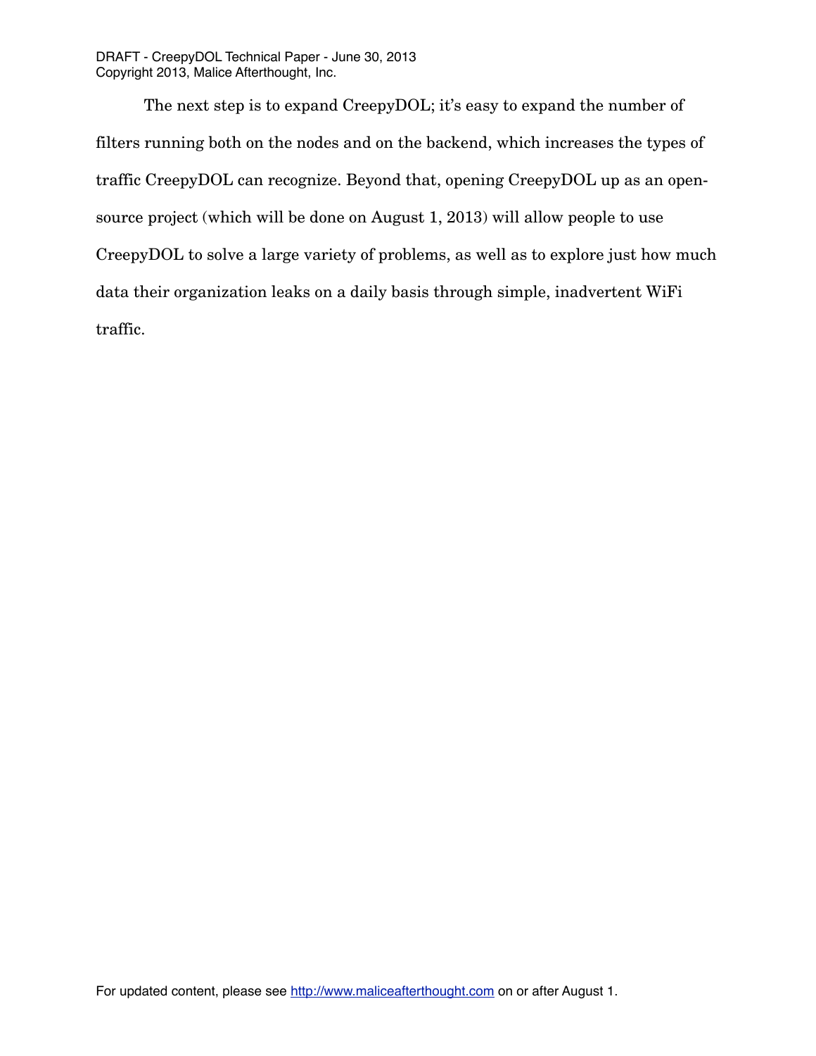The next step is to expand CreepyDOL; it's easy to expand the number of filters running both on the nodes and on the backend, which increases the types of traffic CreepyDOL can recognize. Beyond that, opening CreepyDOL up as an open-source project (which will be done on August 1, 2013) will allow people to use CreepyDOL to solve a large variety of problems, as well as to explore just how much data their organization leaks on a daily basis through simple, inadvertent WiFi traffic.